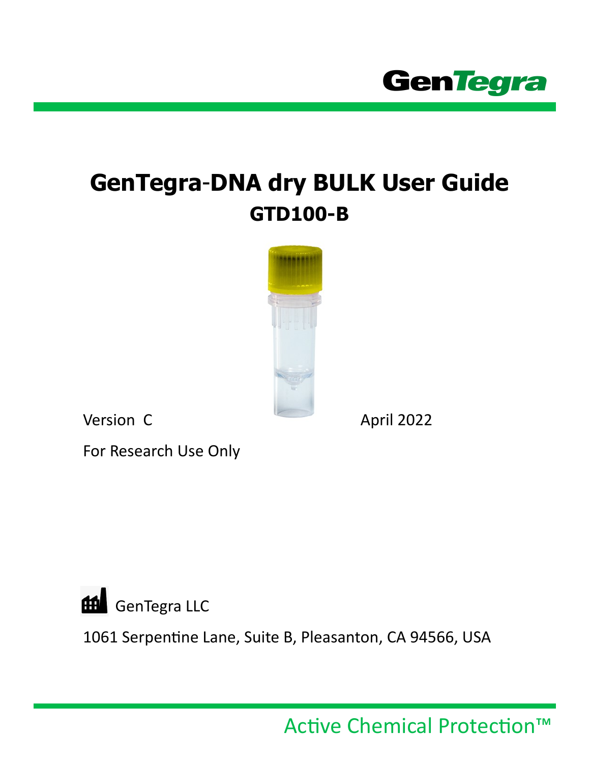GenTegra

# GenTegra-DNA dry BULK User Guide

## GTD100-B

Version C

April 2022

For Research Use Only

GenTegra LLC

1061 Serpentine Lane, Suite B, Pleasanton, CA 94566, USA

Active Chemical Protection™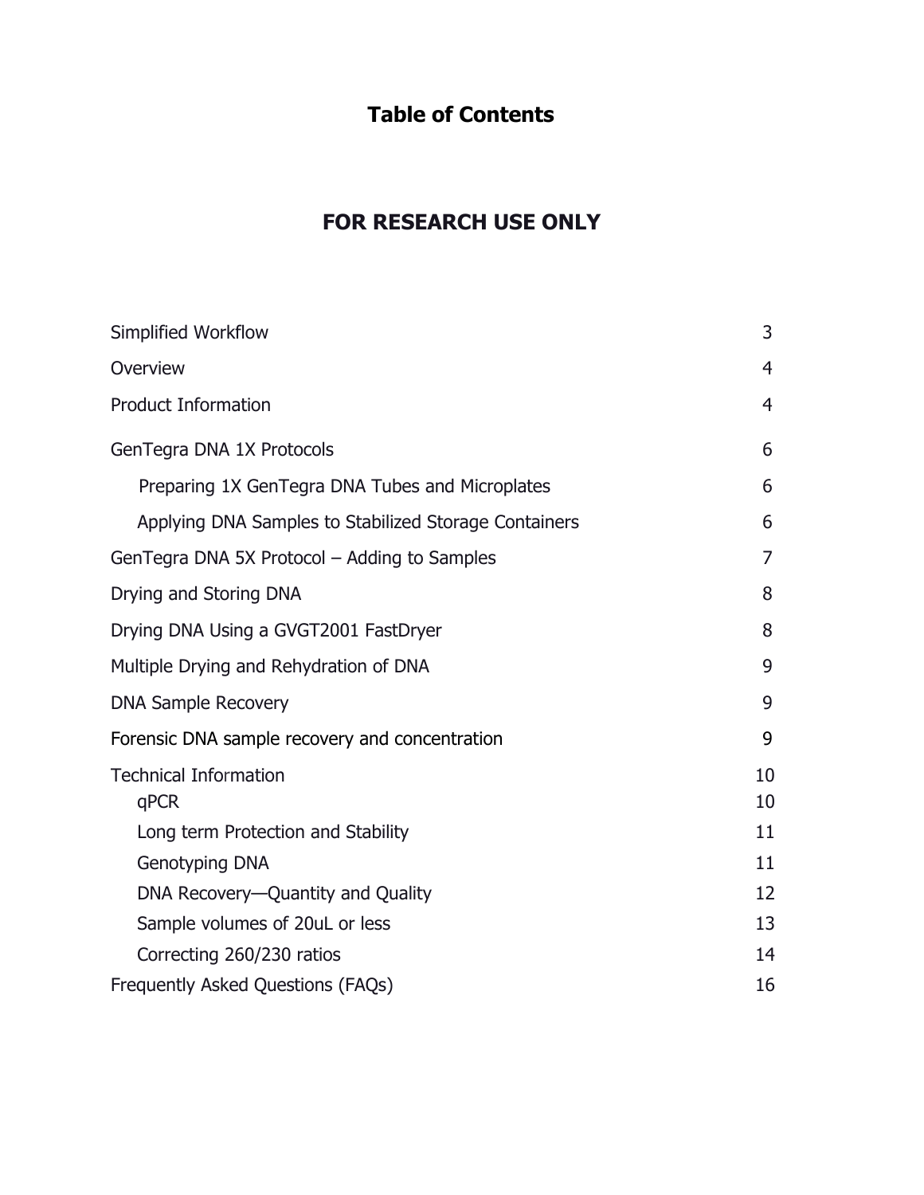# Table of Contents

## FOR RESEARCH USE ONLY

| | |
|---|---|
| Simplified Workflow | 3 |
| Overview | 4 |
| Product Information | 4 |
| GenTegra DNA 1X Protocols | 6 |
| &nbsp;&nbsp;&nbsp;&nbsp;Preparing 1X GenTegra DNA Tubes and Microplates | 6 |
| &nbsp;&nbsp;&nbsp;&nbsp;Applying DNA Samples to Stabilized Storage Containers | 6 |
| GenTegra DNA 5X Protocol – Adding to Samples | 7 |
| Drying and Storing DNA | 8 |
| Drying DNA Using a GVGT2001 FastDryer | 8 |
| Multiple Drying and Rehydration of DNA | 9 |
| DNA Sample Recovery | 9 |
| Forensic DNA sample recovery and concentration | 9 |
| Technical Information | 10 |
| &nbsp;&nbsp;&nbsp;&nbsp;qPCR | 10 |
| &nbsp;&nbsp;&nbsp;&nbsp;Long term Protection and Stability | 11 |
| &nbsp;&nbsp;&nbsp;&nbsp;Genotyping DNA | 11 |
| &nbsp;&nbsp;&nbsp;&nbsp;DNA Recovery—Quantity and Quality | 12 |
| &nbsp;&nbsp;&nbsp;&nbsp;Sample volumes of 20uL or less | 13 |
| &nbsp;&nbsp;&nbsp;&nbsp;Correcting 260/230 ratios | 14 |
| Frequently Asked Questions (FAQs) | 16 |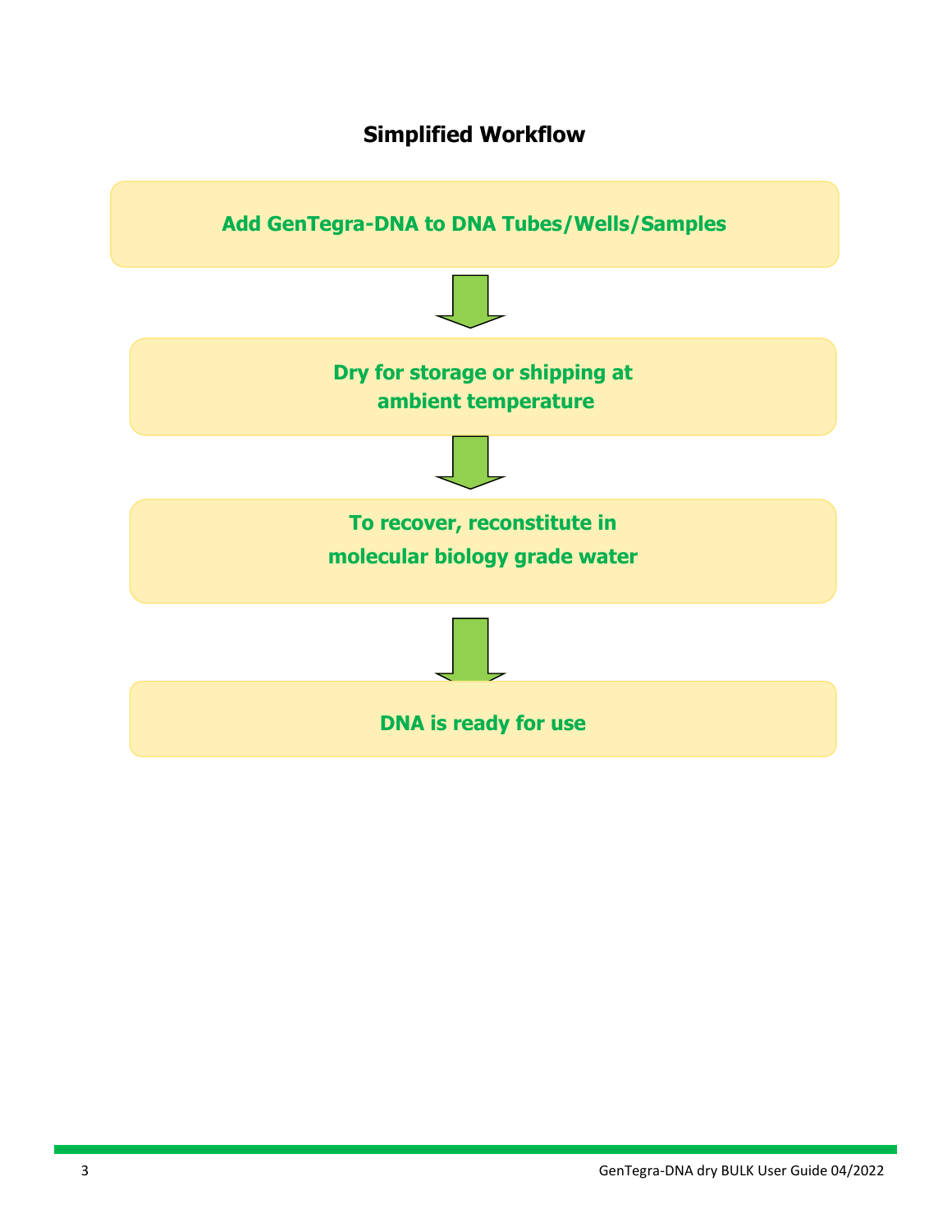## Simplified Workflow

**Add GenTegra-DNA to DNA Tubes/Wells/Samples**

↓

**Dry for storage or shipping at ambient temperature**

↓

**To recover, reconstitute in molecular biology grade water**

↓

**DNA is ready for use**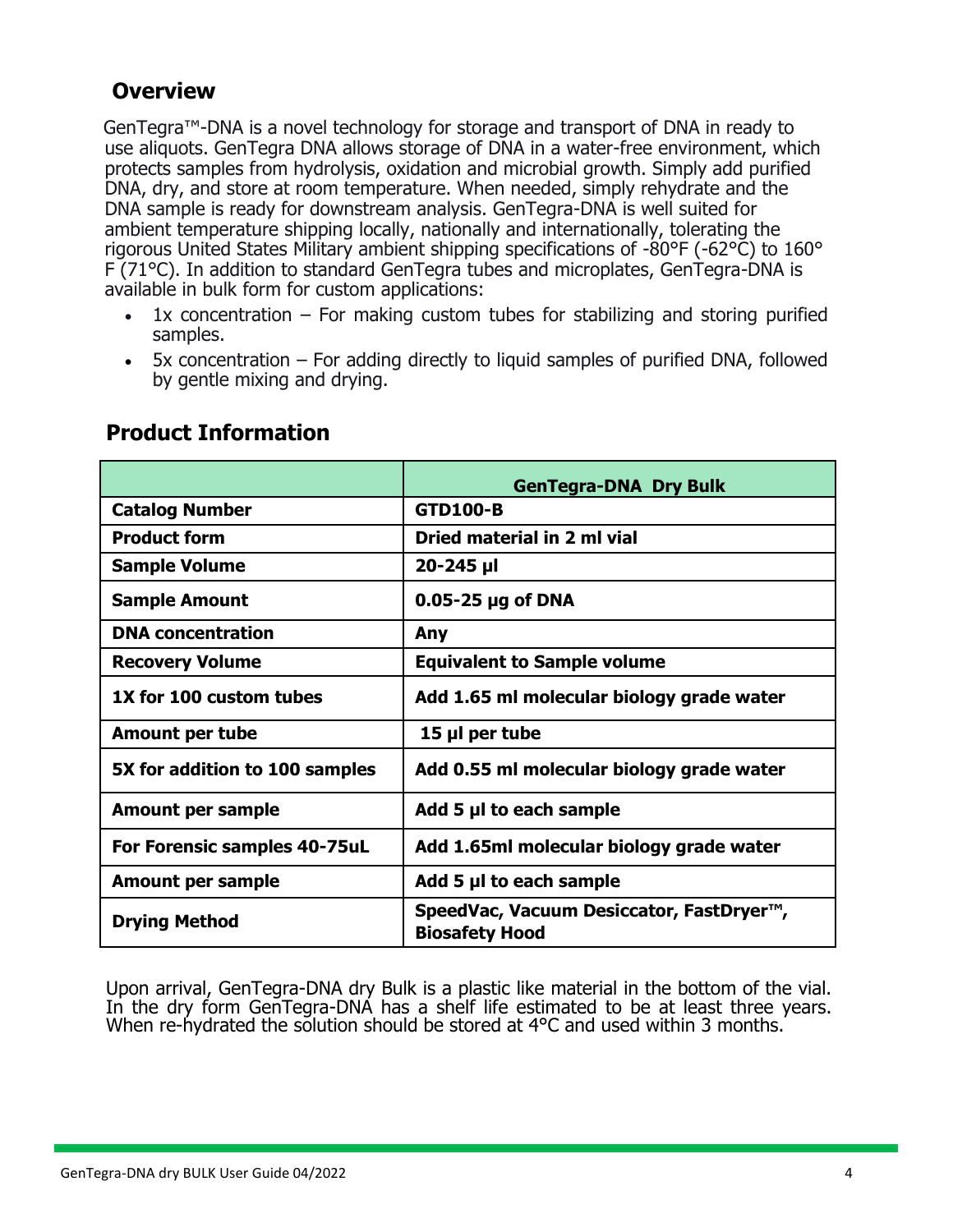## Overview

GenTegra™-DNA is a novel technology for storage and transport of DNA in ready to use aliquots. GenTegra DNA allows storage of DNA in a water-free environment, which protects samples from hydrolysis, oxidation and microbial growth. Simply add purified DNA, dry, and store at room temperature. When needed, simply rehydrate and the DNA sample is ready for downstream analysis. GenTegra-DNA is well suited for ambient temperature shipping locally, nationally and internationally, tolerating the rigorous United States Military ambient shipping specifications of -80°F (-62°C) to 160° F (71°C). In addition to standard GenTegra tubes and microplates, GenTegra-DNA is available in bulk form for custom applications:

- 1x concentration – For making custom tubes for stabilizing and storing purified samples.
- 5x concentration – For adding directly to liquid samples of purified DNA, followed by gentle mixing and drying.

## Product Information

| | **GenTegra-DNA Dry Bulk** |
|---|---|
| **Catalog Number** | **GTD100-B** |
| **Product form** | **Dried material in 2 ml vial** |
| **Sample Volume** | **20-245 µl** |
| **Sample Amount** | **0.05-25 µg of DNA** |
| **DNA concentration** | **Any** |
| **Recovery Volume** | **Equivalent to Sample volume** |
| **1X for 100 custom tubes** | **Add 1.65 ml molecular biology grade water** |
| **Amount per tube** | **15 µl per tube** |
| **5X for addition to 100 samples** | **Add 0.55 ml molecular biology grade water** |
| **Amount per sample** | **Add 5 µl to each sample** |
| **For Forensic samples 40-75uL** | **Add 1.65ml molecular biology grade water** |
| **Amount per sample** | **Add 5 µl to each sample** |
| **Drying Method** | **SpeedVac, Vacuum Desiccator, FastDryer™, Biosafety Hood** |

Upon arrival, GenTegra-DNA dry Bulk is a plastic like material in the bottom of the vial. In the dry form GenTegra-DNA has a shelf life estimated to be at least three years. When re-hydrated the solution should be stored at 4°C and used within 3 months.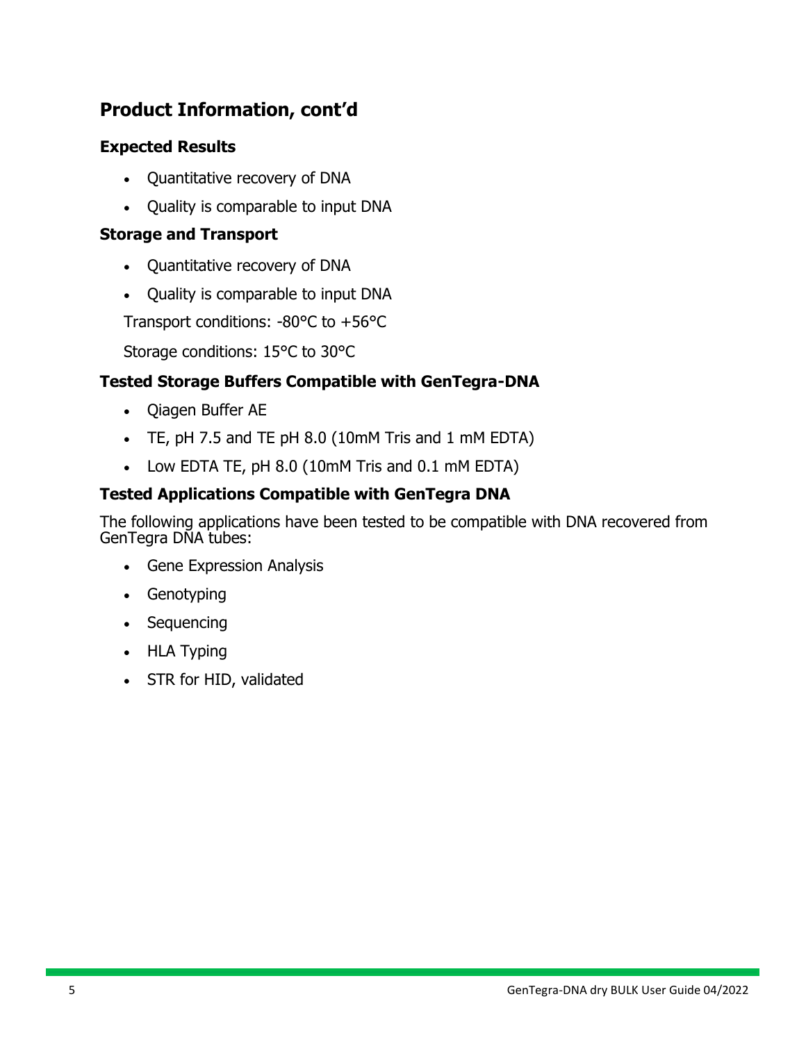## Product Information, cont'd

### Expected Results

- Quantitative recovery of DNA
- Quality is comparable to input DNA

### Storage and Transport

- Quantitative recovery of DNA
- Quality is comparable to input DNA

Transport conditions: -80°C to +56°C

Storage conditions: 15°C to 30°C

### Tested Storage Buffers Compatible with GenTegra-DNA

- Qiagen Buffer AE
- TE, pH 7.5 and TE pH 8.0 (10mM Tris and 1 mM EDTA)
- Low EDTA TE, pH 8.0 (10mM Tris and 0.1 mM EDTA)

### Tested Applications Compatible with GenTegra DNA

The following applications have been tested to be compatible with DNA recovered from GenTegra DNA tubes:

- Gene Expression Analysis
- Genotyping
- Sequencing
- HLA Typing
- STR for HID, validated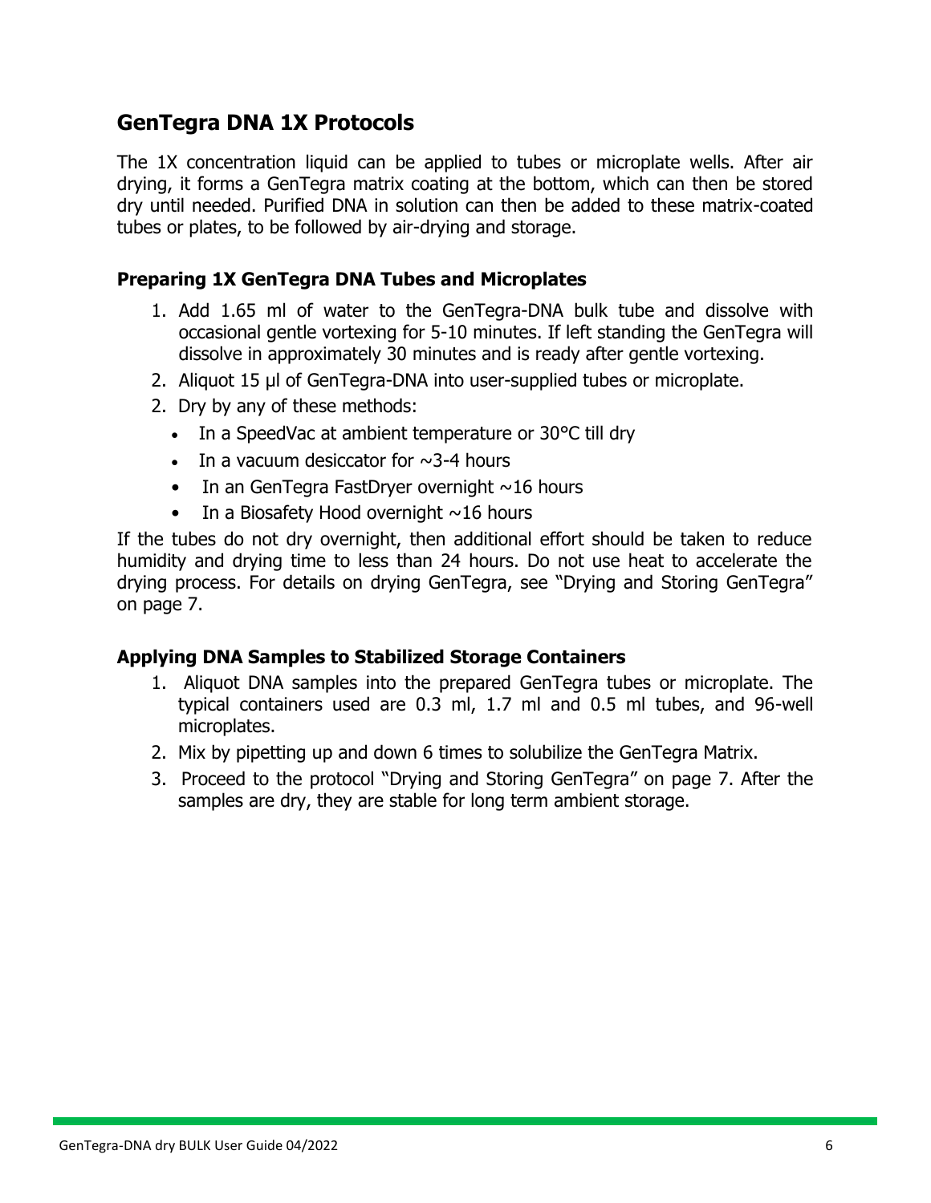## GenTegra DNA 1X Protocols

The 1X concentration liquid can be applied to tubes or microplate wells. After air drying, it forms a GenTegra matrix coating at the bottom, which can then be stored dry until needed. Purified DNA in solution can then be added to these matrix-coated tubes or plates, to be followed by air-drying and storage.

### Preparing 1X GenTegra DNA Tubes and Microplates

1. Add 1.65 ml of water to the GenTegra-DNA bulk tube and dissolve with occasional gentle vortexing for 5-10 minutes. If left standing the GenTegra will dissolve in approximately 30 minutes and is ready after gentle vortexing.
2. Aliquot 15 µl of GenTegra-DNA into user-supplied tubes or microplate.
2. Dry by any of these methods:
   - In a SpeedVac at ambient temperature or 30°C till dry
   - In a vacuum desiccator for ~3-4 hours
   - In an GenTegra FastDryer overnight ~16 hours
   - In a Biosafety Hood overnight ~16 hours

If the tubes do not dry overnight, then additional effort should be taken to reduce humidity and drying time to less than 24 hours. Do not use heat to accelerate the drying process. For details on drying GenTegra, see "Drying and Storing GenTegra" on page 7.

### Applying DNA Samples to Stabilized Storage Containers

1. Aliquot DNA samples into the prepared GenTegra tubes or microplate. The typical containers used are 0.3 ml, 1.7 ml and 0.5 ml tubes, and 96-well microplates.
2. Mix by pipetting up and down 6 times to solubilize the GenTegra Matrix.
3. Proceed to the protocol "Drying and Storing GenTegra" on page 7. After the samples are dry, they are stable for long term ambient storage.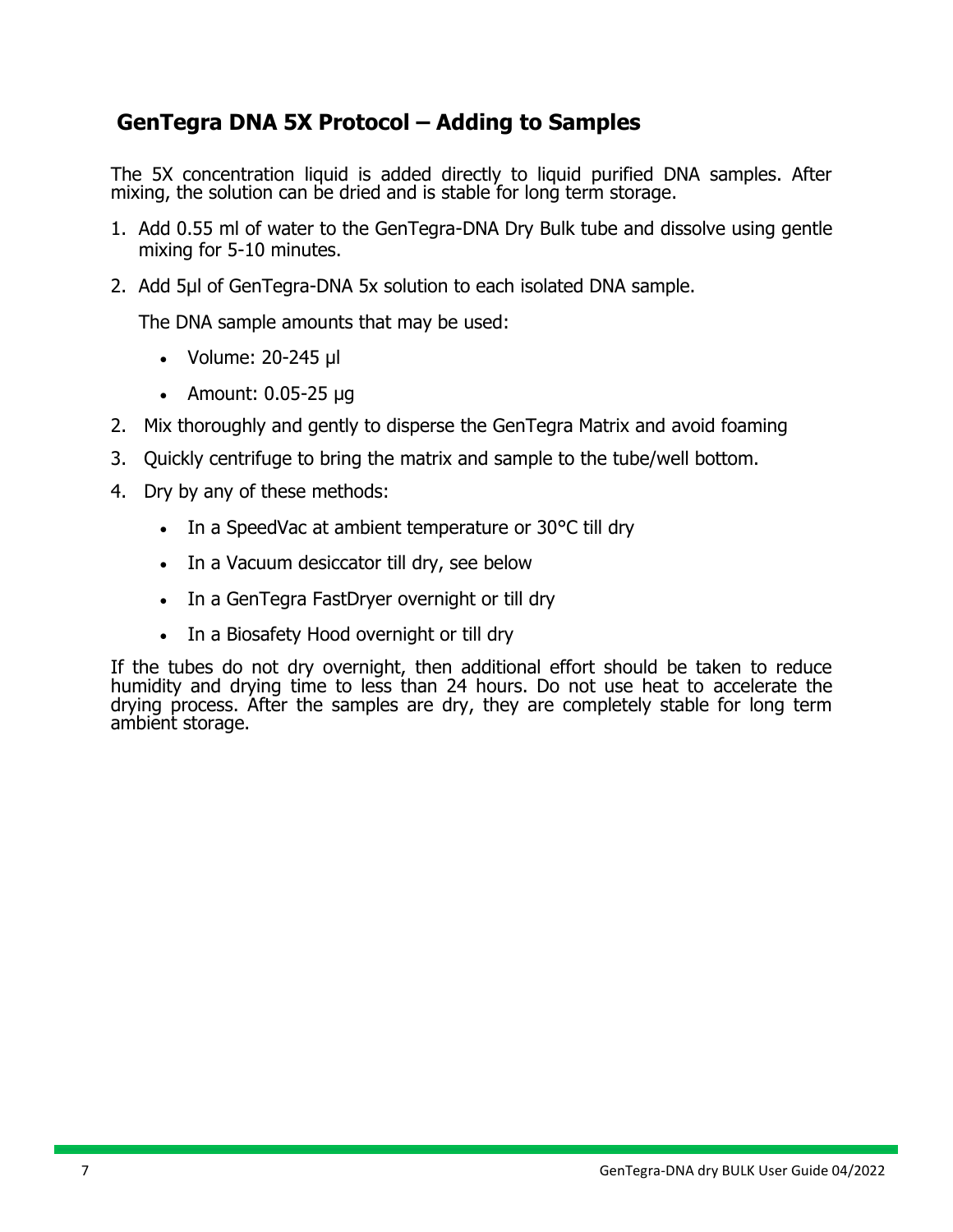## GenTegra DNA 5X Protocol – Adding to Samples

The 5X concentration liquid is added directly to liquid purified DNA samples. After mixing, the solution can be dried and is stable for long term storage.

1. Add 0.55 ml of water to the GenTegra-DNA Dry Bulk tube and dissolve using gentle mixing for 5-10 minutes.
2. Add 5µl of GenTegra-DNA 5x solution to each isolated DNA sample.

   The DNA sample amounts that may be used:

   - Volume: 20-245 µl
   - Amount: 0.05-25 µg

2. Mix thoroughly and gently to disperse the GenTegra Matrix and avoid foaming
3. Quickly centrifuge to bring the matrix and sample to the tube/well bottom.
4. Dry by any of these methods:
   - In a SpeedVac at ambient temperature or 30°C till dry
   - In a Vacuum desiccator till dry, see below
   - In a GenTegra FastDryer overnight or till dry
   - In a Biosafety Hood overnight or till dry

If the tubes do not dry overnight, then additional effort should be taken to reduce humidity and drying time to less than 24 hours. Do not use heat to accelerate the drying process. After the samples are dry, they are completely stable for long term ambient storage.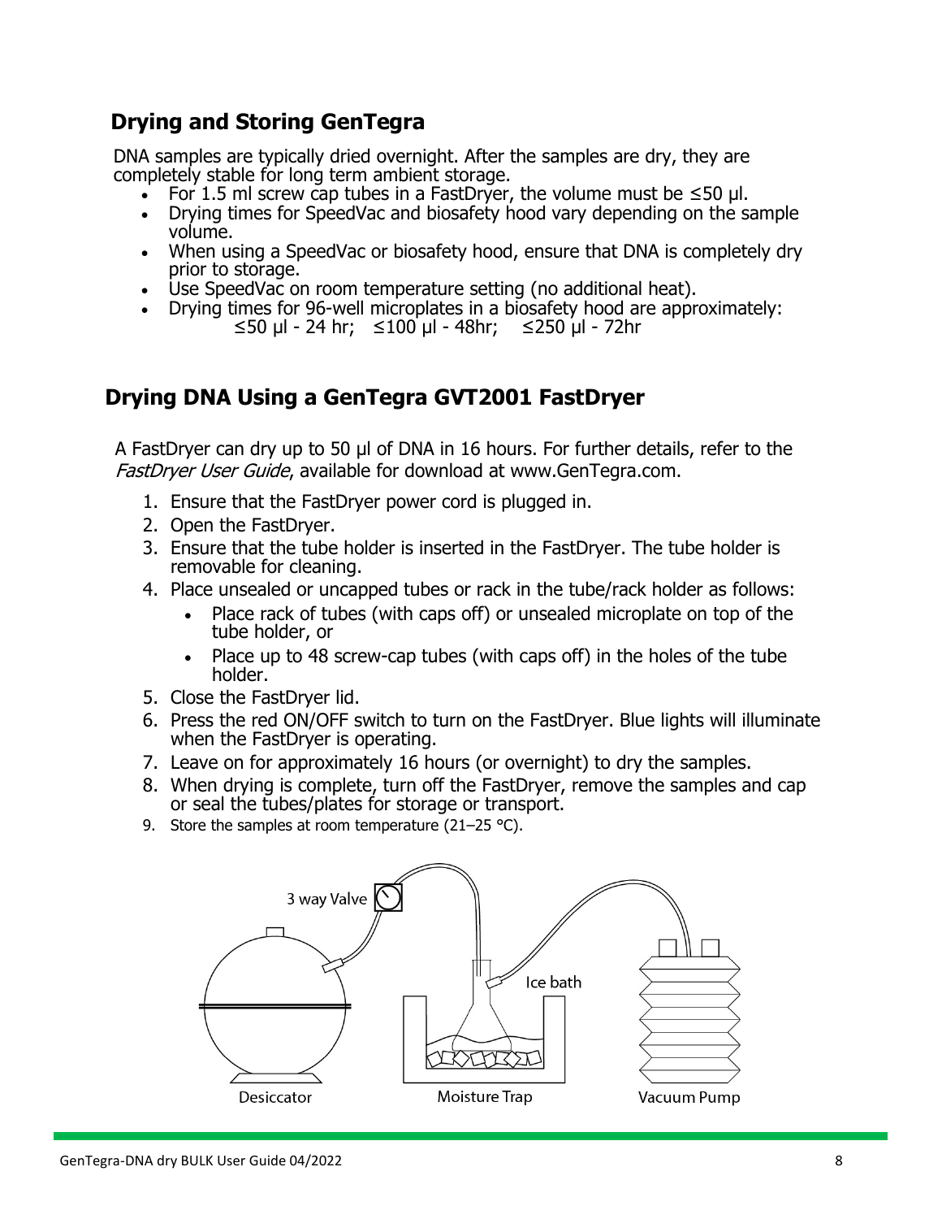## Drying and Storing GenTegra

DNA samples are typically dried overnight. After the samples are dry, they are completely stable for long term ambient storage.

- For 1.5 ml screw cap tubes in a FastDryer, the volume must be ≤50 µl.
- Drying times for SpeedVac and biosafety hood vary depending on the sample volume.
- When using a SpeedVac or biosafety hood, ensure that DNA is completely dry prior to storage.
- Use SpeedVac on room temperature setting (no additional heat).
- Drying times for 96-well microplates in a biosafety hood are approximately:
  ≤50 µl - 24 hr; ≤100 µl - 48hr; ≤250 µl - 72hr

## Drying DNA Using a GenTegra GVT2001 FastDryer

A FastDryer can dry up to 50 µl of DNA in 16 hours. For further details, refer to the *FastDryer User Guide*, available for download at www.GenTegra.com.

1. Ensure that the FastDryer power cord is plugged in.
2. Open the FastDryer.
3. Ensure that the tube holder is inserted in the FastDryer. The tube holder is removable for cleaning.
4. Place unsealed or uncapped tubes or rack in the tube/rack holder as follows:
   - Place rack of tubes (with caps off) or unsealed microplate on top of the tube holder, or
   - Place up to 48 screw-cap tubes (with caps off) in the holes of the tube holder.
5. Close the FastDryer lid.
6. Press the red ON/OFF switch to turn on the FastDryer. Blue lights will illuminate when the FastDryer is operating.
7. Leave on for approximately 16 hours (or overnight) to dry the samples.
8. When drying is complete, turn off the FastDryer, remove the samples and cap or seal the tubes/plates for storage or transport.
9. Store the samples at room temperature (21–25 °C).

3 way Valve

Ice bath

Desiccator

Moisture Trap

Vacuum Pump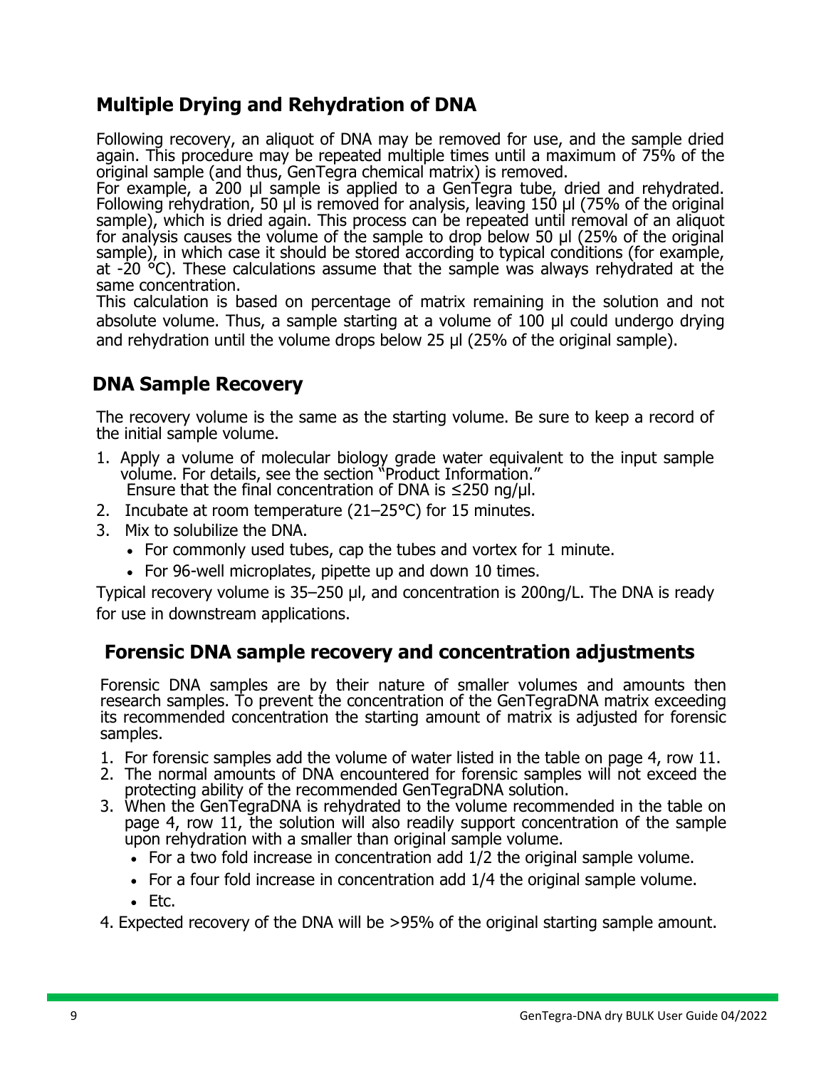## Multiple Drying and Rehydration of DNA

Following recovery, an aliquot of DNA may be removed for use, and the sample dried again. This procedure may be repeated multiple times until a maximum of 75% of the original sample (and thus, GenTegra chemical matrix) is removed.

For example, a 200 µl sample is applied to a GenTegra tube, dried and rehydrated. Following rehydration, 50 µl is removed for analysis, leaving 150 µl (75% of the original sample), which is dried again. This process can be repeated until removal of an aliquot for analysis causes the volume of the sample to drop below 50 µl (25% of the original sample), in which case it should be stored according to typical conditions (for example, at -20 °C). These calculations assume that the sample was always rehydrated at the same concentration.

This calculation is based on percentage of matrix remaining in the solution and not absolute volume. Thus, a sample starting at a volume of 100 µl could undergo drying and rehydration until the volume drops below 25 µl (25% of the original sample).

## DNA Sample Recovery

The recovery volume is the same as the starting volume. Be sure to keep a record of the initial sample volume.

1. Apply a volume of molecular biology grade water equivalent to the input sample volume. For details, see the section "Product Information."
   Ensure that the final concentration of DNA is ≤250 ng/µl.
2. Incubate at room temperature (21–25°C) for 15 minutes.
3. Mix to solubilize the DNA.
   - For commonly used tubes, cap the tubes and vortex for 1 minute.
   - For 96-well microplates, pipette up and down 10 times.

Typical recovery volume is 35–250 µl, and concentration is 200ng/L. The DNA is ready for use in downstream applications.

## Forensic DNA sample recovery and concentration adjustments

Forensic DNA samples are by their nature of smaller volumes and amounts then research samples. To prevent the concentration of the GenTegraDNA matrix exceeding its recommended concentration the starting amount of matrix is adjusted for forensic samples.

1. For forensic samples add the volume of water listed in the table on page 4, row 11.
2. The normal amounts of DNA encountered for forensic samples will not exceed the protecting ability of the recommended GenTegraDNA solution.
3. When the GenTegraDNA is rehydrated to the volume recommended in the table on page 4, row 11, the solution will also readily support concentration of the sample upon rehydration with a smaller than original sample volume.
   - For a two fold increase in concentration add 1/2 the original sample volume.
   - For a four fold increase in concentration add 1/4 the original sample volume.
   - Etc.
4. Expected recovery of the DNA will be >95% of the original starting sample amount.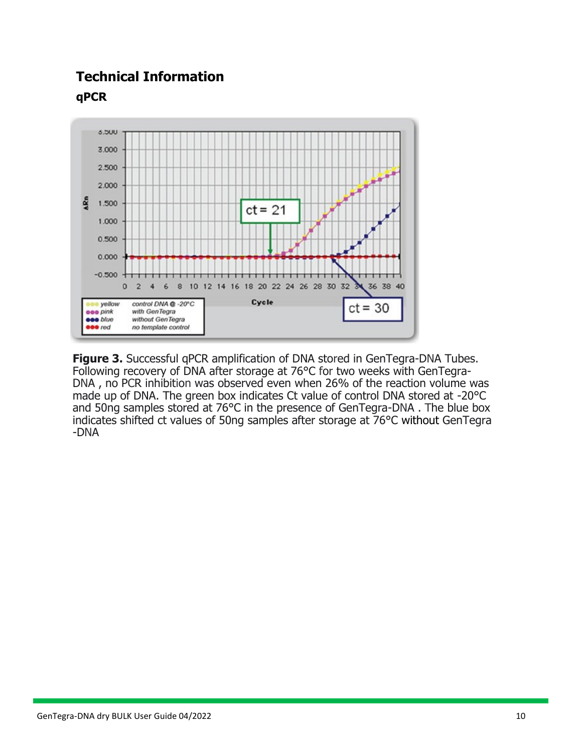## Technical Information

### qPCR

**Figure 3.** Successful qPCR amplification of DNA stored in GenTegra-DNA Tubes. Following recovery of DNA after storage at 76°C for two weeks with GenTegra-DNA , no PCR inhibition was observed even when 26% of the reaction volume was made up of DNA. The green box indicates Ct value of control DNA stored at -20°C and 50ng samples stored at 76°C in the presence of GenTegra-DNA . The blue box indicates shifted ct values of 50ng samples after storage at 76°C without GenTegra -DNA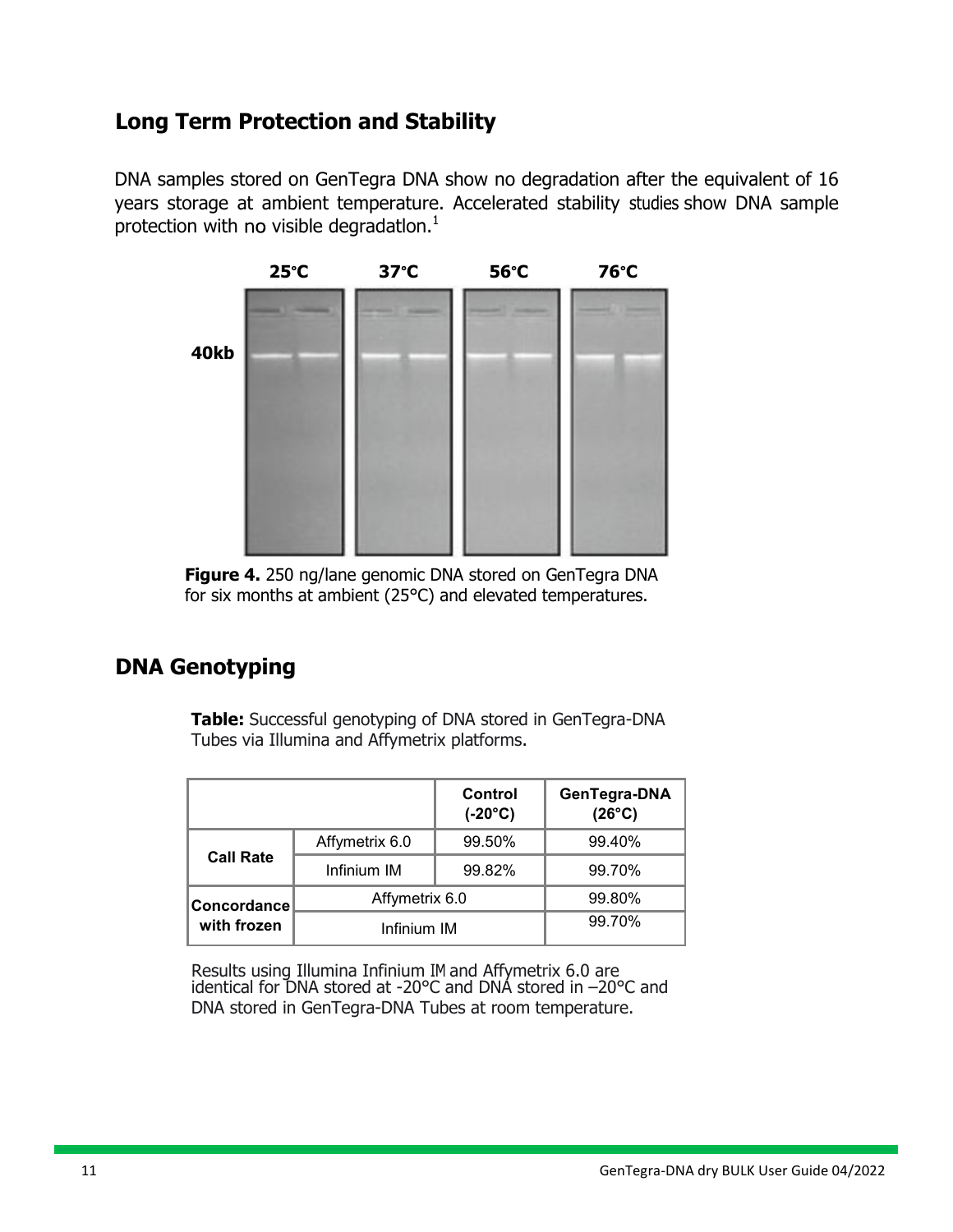## Long Term Protection and Stability

DNA samples stored on GenTegra DNA show no degradation after the equivalent of 16 years storage at ambient temperature. Accelerated stability studies show DNA sample protection with no visible degradatlon.[1]

**Figure 4.** 250 ng/lane genomic DNA stored on GenTegra DNA for six months at ambient (25°C) and elevated temperatures.

## DNA Genotyping

**Table:** Successful genotyping of DNA stored in GenTegra-DNA Tubes via Illumina and Affymetrix platforms.

| | | Control (-20°C) | GenTegra-DNA (26°C) |
|---|---|---|---|
| Call Rate | Affymetrix 6.0 | 99.50% | 99.40% |
| | Infinium IM | 99.82% | 99.70% |
| Concordance with frozen | Affymetrix 6.0 | | 99.80% |
| | Infinium IM | | 99.70% |

Results using Illumina Infinium IM and Affymetrix 6.0 are identical for DNA stored at -20°C and DNA stored in –20°C and DNA stored in GenTegra-DNA Tubes at room temperature.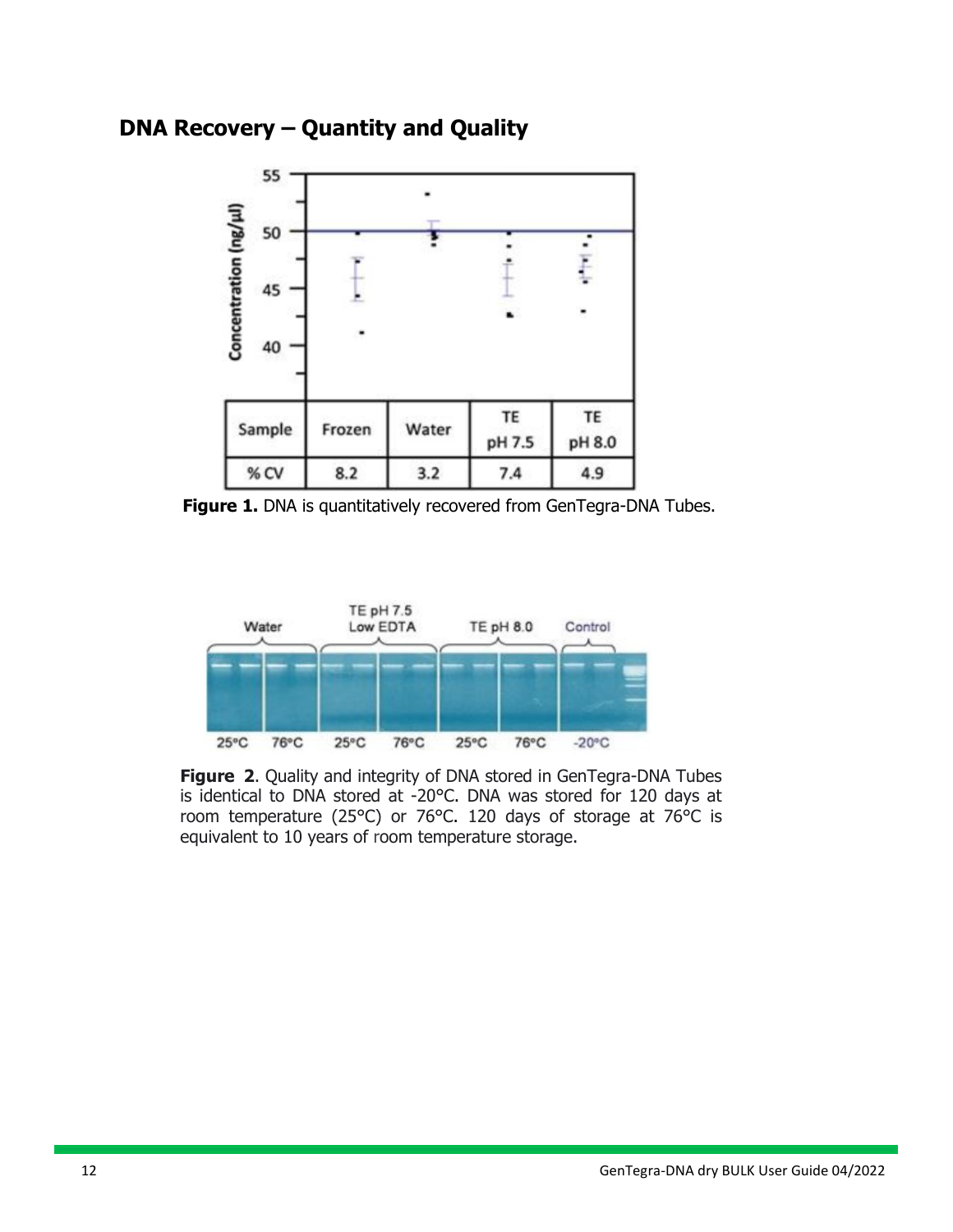## DNA Recovery – Quantity and Quality

| Sample | Frozen | Water | TE pH 7.5 | TE pH 8.0 |
|---|---|---|---|---|
| % CV | 8.2 | 3.2 | 7.4 | 4.9 |

**Figure 1.** DNA is quantitatively recovered from GenTegra-DNA Tubes.

**Figure 2**. Quality and integrity of DNA stored in GenTegra-DNA Tubes is identical to DNA stored at -20°C. DNA was stored for 120 days at room temperature (25°C) or 76°C. 120 days of storage at 76°C is equivalent to 10 years of room temperature storage.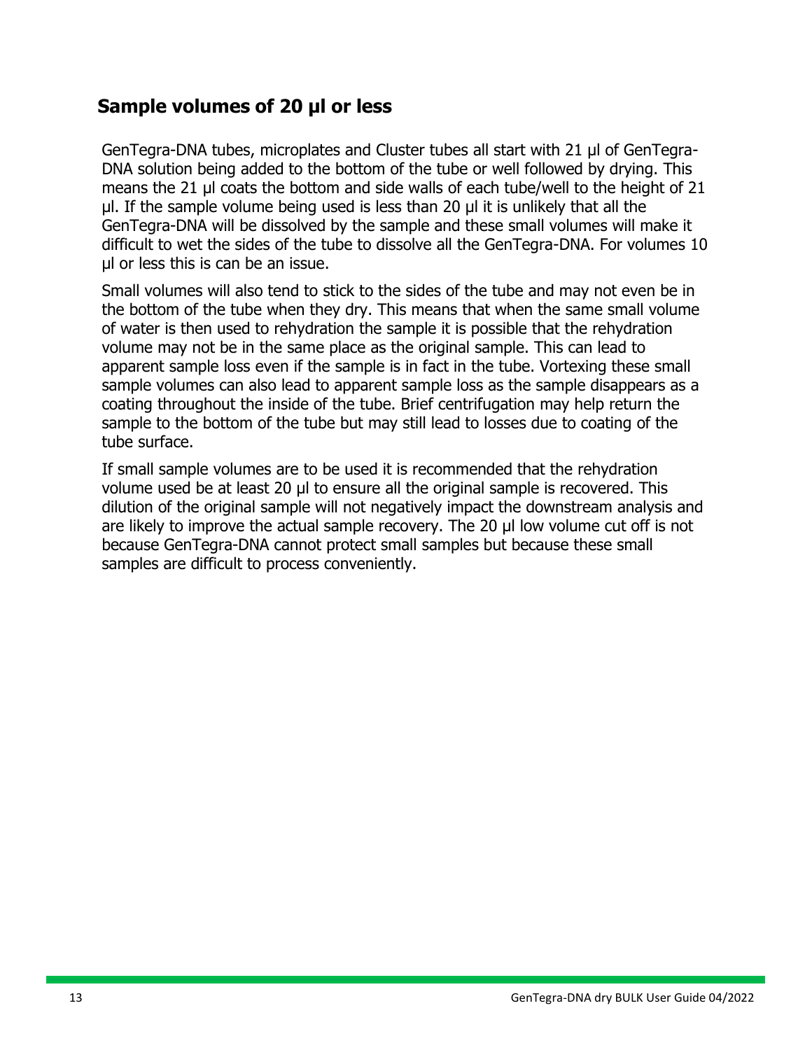## Sample volumes of 20 µl or less

GenTegra-DNA tubes, microplates and Cluster tubes all start with 21 µl of GenTegra-DNA solution being added to the bottom of the tube or well followed by drying. This means the 21 µl coats the bottom and side walls of each tube/well to the height of 21 µl. If the sample volume being used is less than 20 µl it is unlikely that all the GenTegra-DNA will be dissolved by the sample and these small volumes will make it difficult to wet the sides of the tube to dissolve all the GenTegra-DNA. For volumes 10 µl or less this is can be an issue.

Small volumes will also tend to stick to the sides of the tube and may not even be in the bottom of the tube when they dry. This means that when the same small volume of water is then used to rehydration the sample it is possible that the rehydration volume may not be in the same place as the original sample. This can lead to apparent sample loss even if the sample is in fact in the tube. Vortexing these small sample volumes can also lead to apparent sample loss as the sample disappears as a coating throughout the inside of the tube. Brief centrifugation may help return the sample to the bottom of the tube but may still lead to losses due to coating of the tube surface.

If small sample volumes are to be used it is recommended that the rehydration volume used be at least 20 µl to ensure all the original sample is recovered. This dilution of the original sample will not negatively impact the downstream analysis and are likely to improve the actual sample recovery. The 20 µl low volume cut off is not because GenTegra-DNA cannot protect small samples but because these small samples are difficult to process conveniently.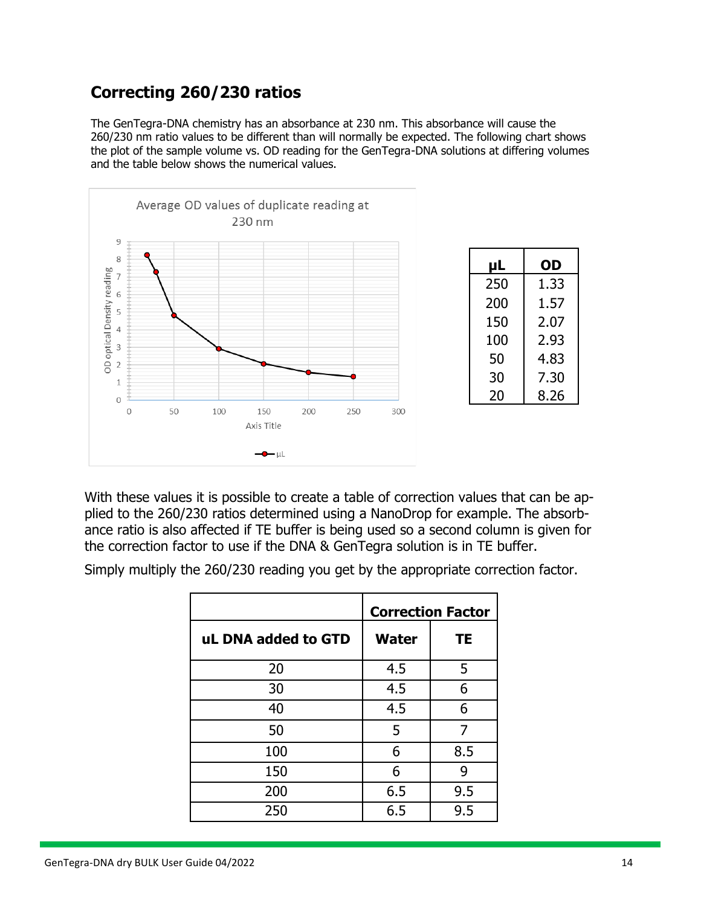## Correcting 260/230 ratios

The GenTegra-DNA chemistry has an absorbance at 230 nm. This absorbance will cause the 260/230 nm ratio values to be different than will normally be expected. The following chart shows the plot of the sample volume vs. OD reading for the GenTegra-DNA solutions at differing volumes and the table below shows the numerical values.

| µL | OD |
|---|---|
| 250 | 1.33 |
| 200 | 1.57 |
| 150 | 2.07 |
| 100 | 2.93 |
| 50 | 4.83 |
| 30 | 7.30 |
| 20 | 8.26 |

With these values it is possible to create a table of correction values that can be applied to the 260/230 ratios determined using a NanoDrop for example. The absorbance ratio is also affected if TE buffer is being used so a second column is given for the correction factor to use if the DNA & GenTegra solution is in TE buffer.

Simply multiply the 260/230 reading you get by the appropriate correction factor.

| | Correction Factor | |
|---|---|---|
| **uL DNA added to GTD** | **Water** | **TE** |
| 20 | 4.5 | 5 |
| 30 | 4.5 | 6 |
| 40 | 4.5 | 6 |
| 50 | 5 | 7 |
| 100 | 6 | 8.5 |
| 150 | 6 | 9 |
| 200 | 6.5 | 9.5 |
| 250 | 6.5 | 9.5 |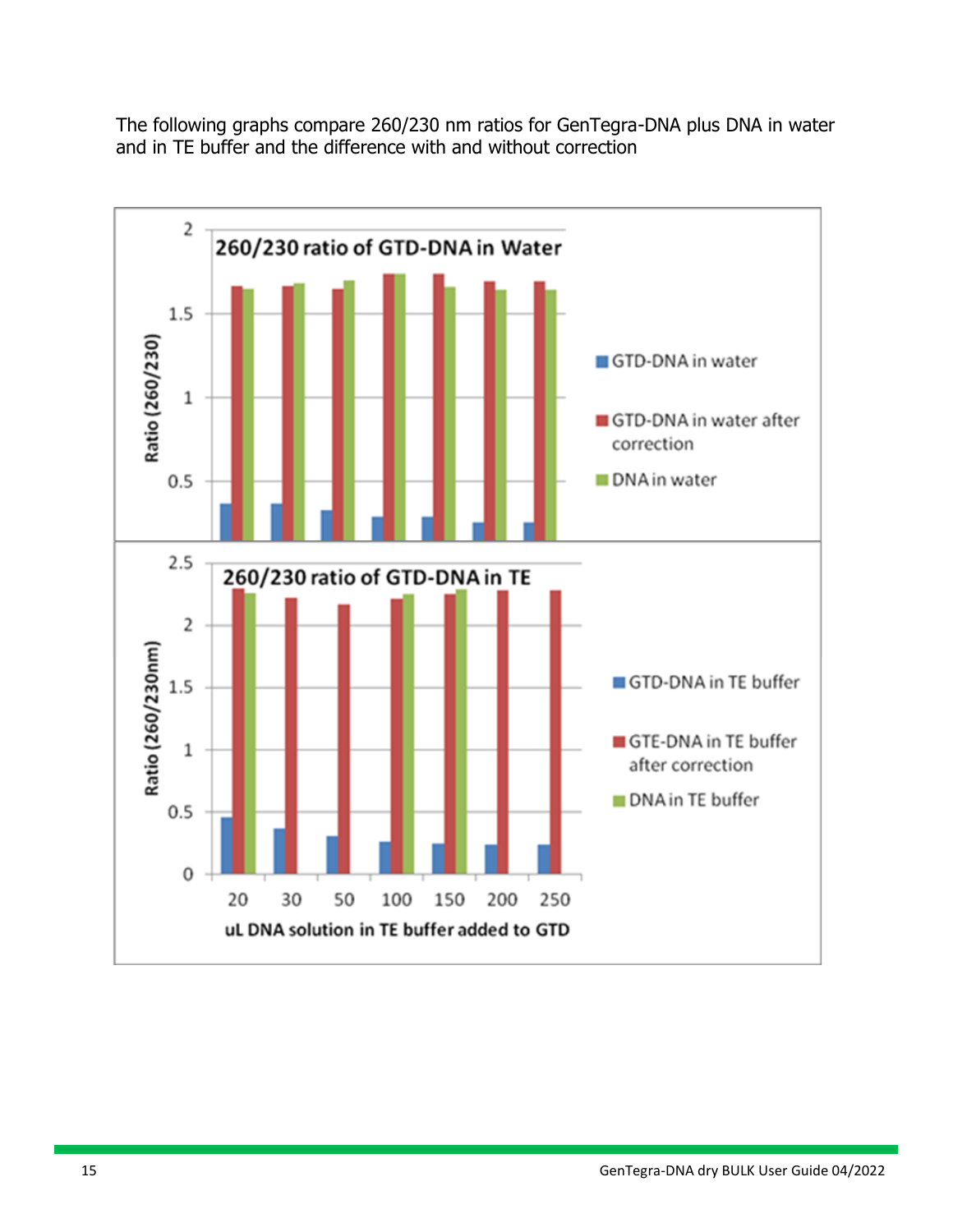The following graphs compare 260/230 nm ratios for GenTegra-DNA plus DNA in water and in TE buffer and the difference with and without correction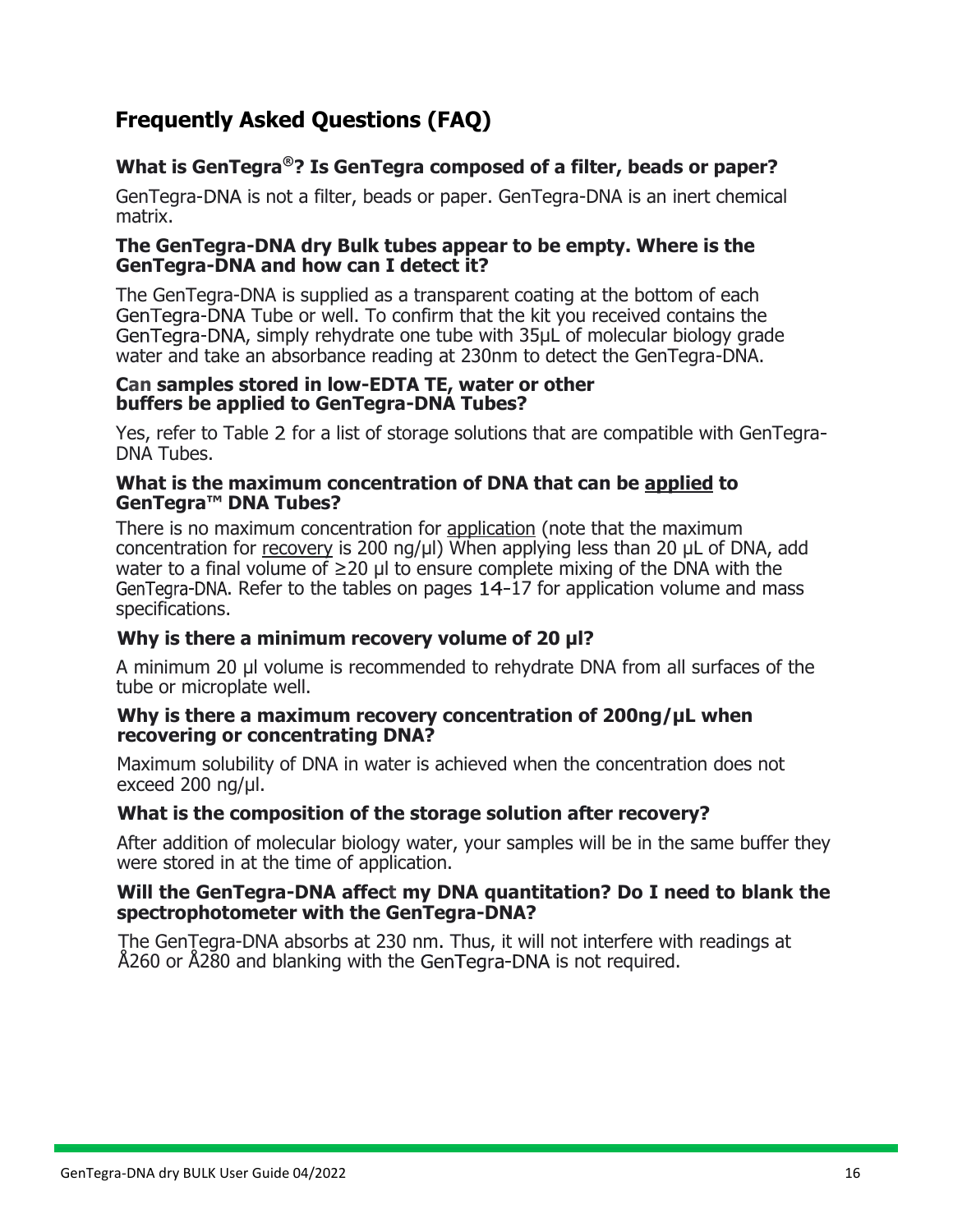# Frequently Asked Questions (FAQ)

### What is GenTegra®? Is GenTegra composed of a filter, beads or paper?

GenTegra-DNA is not a filter, beads or paper. GenTegra-DNA is an inert chemical matrix.

### The GenTegra-DNA dry Bulk tubes appear to be empty. Where is the GenTegra-DNA and how can I detect it?

The GenTegra-DNA is supplied as a transparent coating at the bottom of each GenTegra-DNA Tube or well. To confirm that the kit you received contains the GenTegra-DNA, simply rehydrate one tube with 35μL of molecular biology grade water and take an absorbance reading at 230nm to detect the GenTegra-DNA.

### Can samples stored in low-EDTA TE, water or other buffers be applied to GenTegra-DNA Tubes?

Yes, refer to Table 2 for a list of storage solutions that are compatible with GenTegra-DNA Tubes.

### What is the maximum concentration of DNA that can be applied to GenTegra™ DNA Tubes?

There is no maximum concentration for application (note that the maximum concentration for recovery is 200 ng/μl) When applying less than 20 μL of DNA, add water to a final volume of ≥20 μl to ensure complete mixing of the DNA with the GenTegra-DNA. Refer to the tables on pages 14-17 for application volume and mass specifications.

### Why is there a minimum recovery volume of 20 μl?

A minimum 20 μl volume is recommended to rehydrate DNA from all surfaces of the tube or microplate well.

### Why is there a maximum recovery concentration of 200ng/μL when recovering or concentrating DNA?

Maximum solubility of DNA in water is achieved when the concentration does not exceed 200 ng/μl.

### What is the composition of the storage solution after recovery?

After addition of molecular biology water, your samples will be in the same buffer they were stored in at the time of application.

### Will the GenTegra-DNA affect my DNA quantitation? Do I need to blank the spectrophotometer with the GenTegra-DNA?

The GenTegra-DNA absorbs at 230 nm. Thus, it will not interfere with readings at Å260 or Å280 and blanking with the GenTegra-DNA is not required.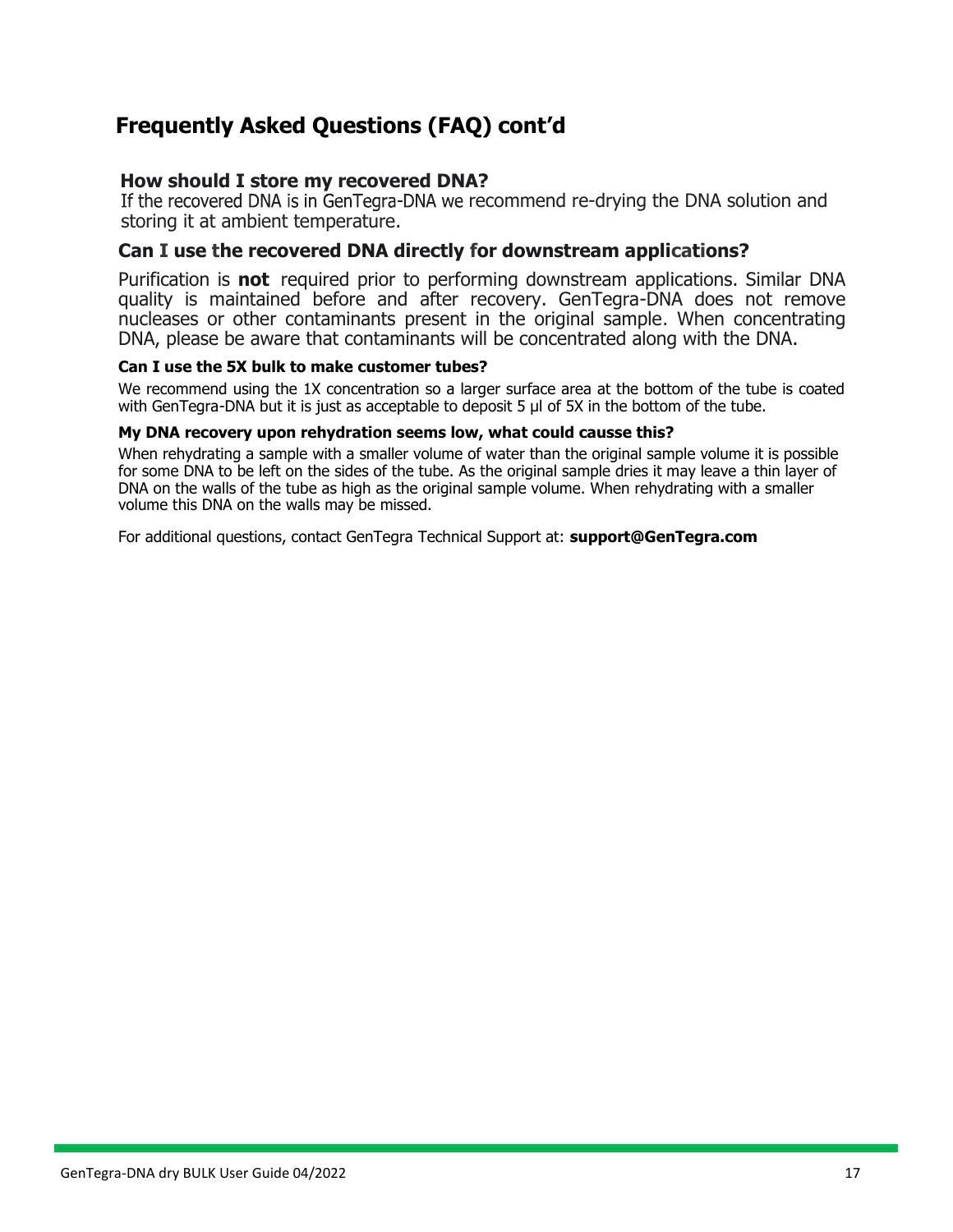# Frequently Asked Questions (FAQ) cont'd

### How should I store my recovered DNA?

If the recovered DNA is in GenTegra-DNA we recommend re-drying the DNA solution and storing it at ambient temperature.

### Can I use the recovered DNA directly for downstream applications?

Purification is **not** required prior to performing downstream applications. Similar DNA quality is maintained before and after recovery. GenTegra-DNA does not remove nucleases or other contaminants present in the original sample. When concentrating DNA, please be aware that contaminants will be concentrated along with the DNA.

#### Can I use the 5X bulk to make customer tubes?

We recommend using the 1X concentration so a larger surface area at the bottom of the tube is coated with GenTegra-DNA but it is just as acceptable to deposit 5 µl of 5X in the bottom of the tube.

#### My DNA recovery upon rehydration seems low, what could causse this?

When rehydrating a sample with a smaller volume of water than the original sample volume it is possible for some DNA to be left on the sides of the tube. As the original sample dries it may leave a thin layer of DNA on the walls of the tube as high as the original sample volume. When rehydrating with a smaller volume this DNA on the walls may be missed.

For additional questions, contact GenTegra Technical Support at: **support@GenTegra.com**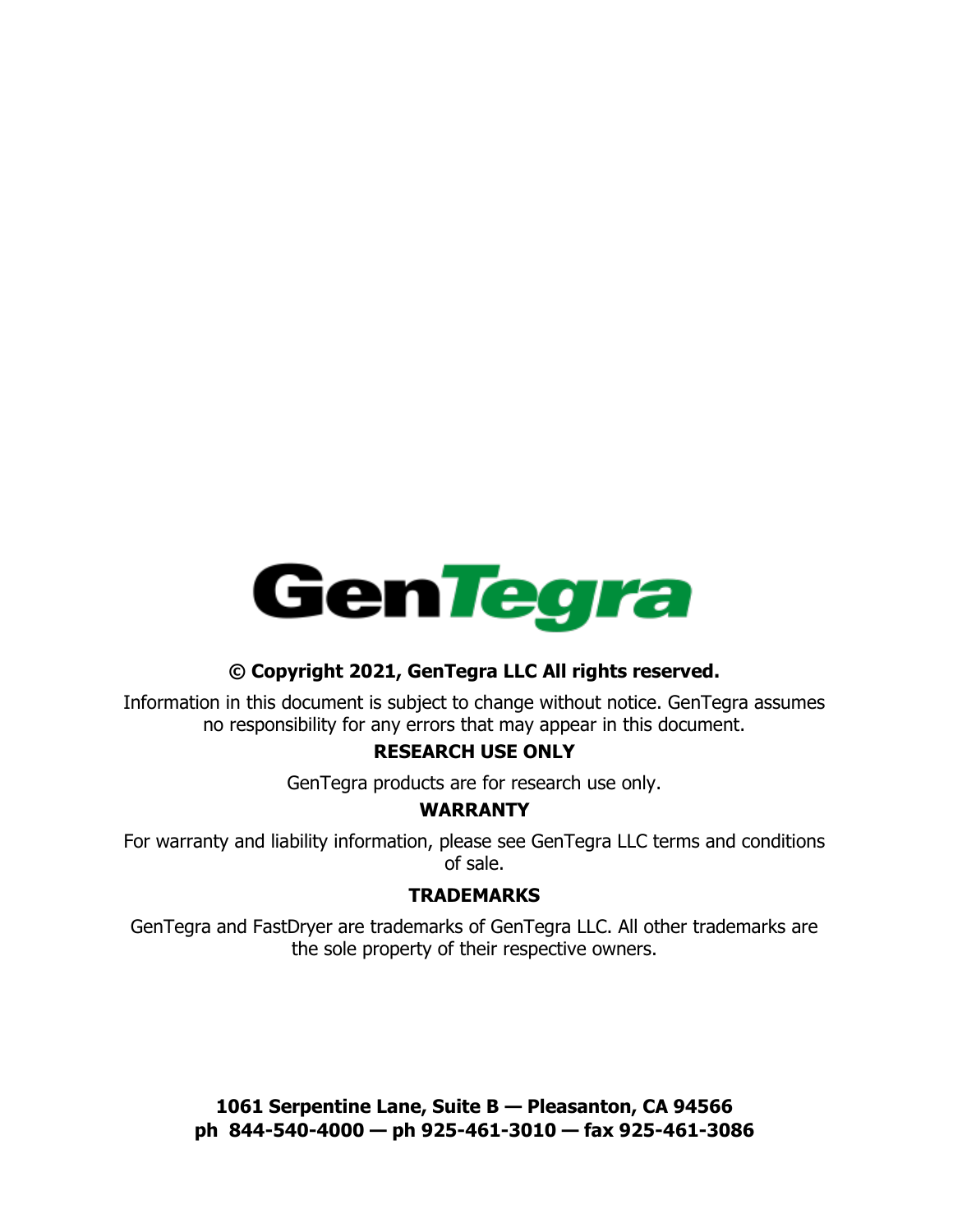GenTegra

**© Copyright 2021, GenTegra LLC All rights reserved.**

Information in this document is subject to change without notice. GenTegra assumes no responsibility for any errors that may appear in this document.

**RESEARCH USE ONLY**

GenTegra products are for research use only.

**WARRANTY**

For warranty and liability information, please see GenTegra LLC terms and conditions of sale.

**TRADEMARKS**

GenTegra and FastDryer are trademarks of GenTegra LLC. All other trademarks are the sole property of their respective owners.

**1061 Serpentine Lane, Suite B — Pleasanton, CA 94566**
**ph 844-540-4000 — ph 925-461-3010 — fax 925-461-3086**